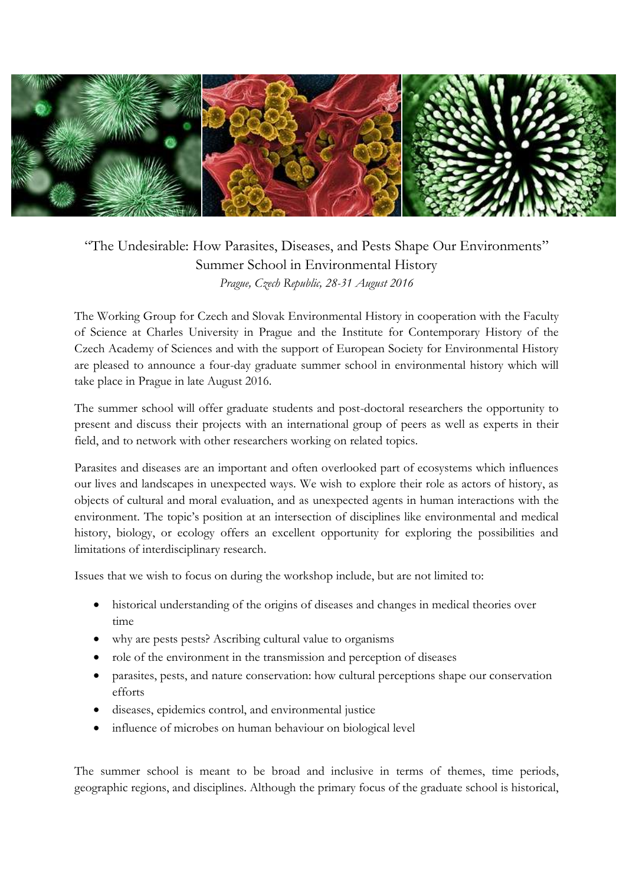# "The Undesirable: How Parasites, Diseases, and Pests Shape Our Environments"

## Summer School in Environmental History

*Prague, Czech Republic, 28-31 August 2016*

The Working Group for Czech and Slovak Environmental History in cooperation with the Faculty of Science at Charles University in Prague and the Institute for Contemporary History of the Czech Academy of Sciences and with the support of European Society for Environmental History are pleased to announce a four-day graduate summer school in environmental history which will take place in Prague in late August 2016.

The summer school will offer graduate students and post-doctoral researchers the opportunity to present and discuss their projects with an international group of peers as well as experts in their field, and to network with other researchers working on related topics.

Parasites and diseases are an important and often overlooked part of ecosystems which influences our lives and landscapes in unexpected ways. We wish to explore their role as actors of history, as objects of cultural and moral evaluation, and as unexpected agents in human interactions with the environment. The topic's position at an intersection of disciplines like environmental and medical history, biology, or ecology offers an excellent opportunity for exploring the possibilities and limitations of interdisciplinary research.

Issues that we wish to focus on during the workshop include, but are not limited to:

- historical understanding of the origins of diseases and changes in medical theories over time
- why are pests pests? Ascribing cultural value to organisms
- role of the environment in the transmission and perception of diseases
- parasites, pests, and nature conservation: how cultural perceptions shape our conservation efforts
- diseases, epidemics control, and environmental justice
- influence of microbes on human behaviour on biological level

The summer school is meant to be broad and inclusive in terms of themes, time periods, geographic regions, and disciplines. Although the primary focus of the graduate school is historical,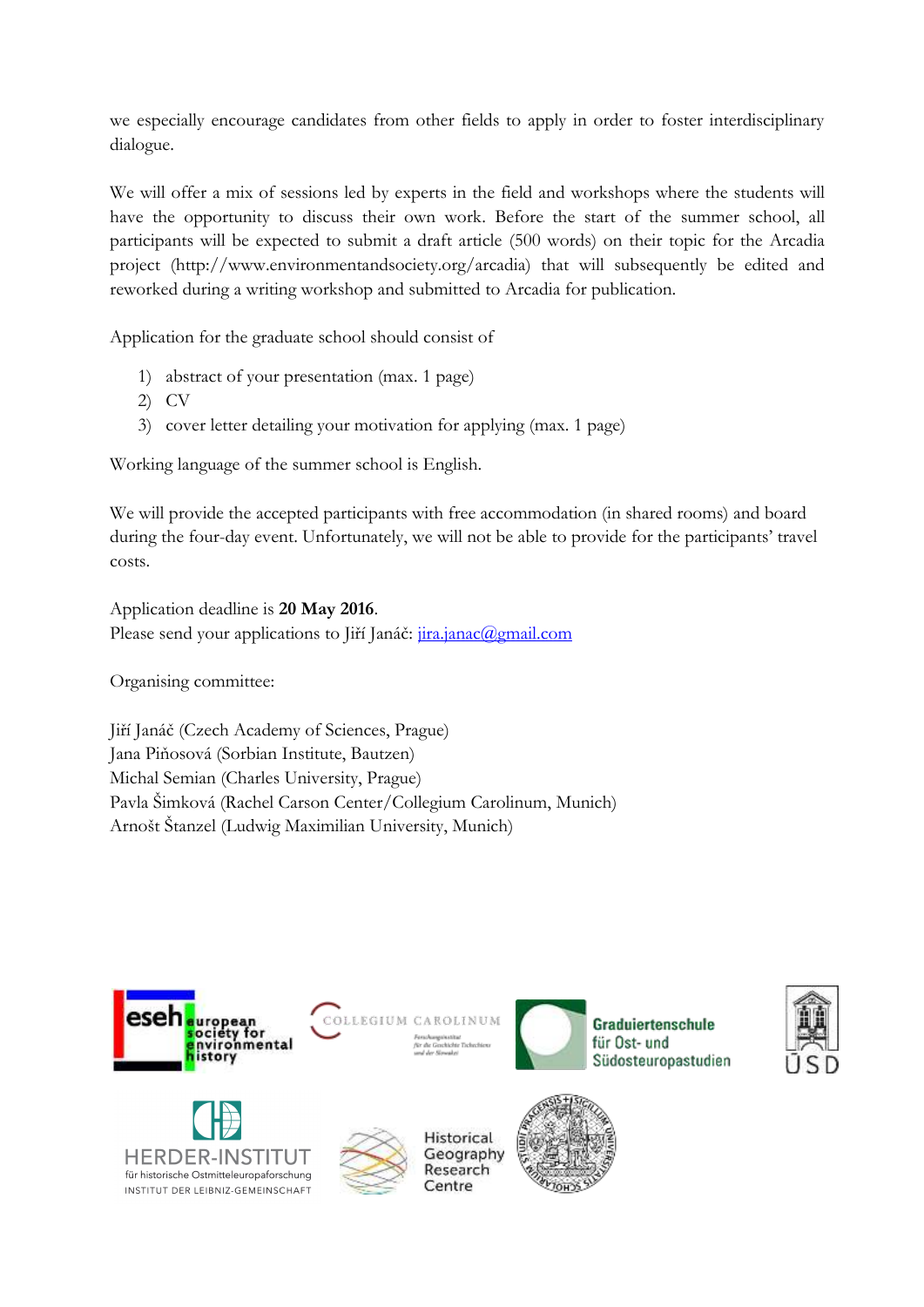we especially encourage candidates from other fields to apply in order to foster interdisciplinary dialogue.

We will offer a mix of sessions led by experts in the field and workshops where the students will have the opportunity to discuss their own work. Before the start of the summer school, all participants will be expected to submit a draft article (500 words) on their topic for the Arcadia project (http://www.environmentandsociety.org/arcadia) that will subsequently be edited and reworked during a writing workshop and submitted to Arcadia for publication.

Application for the graduate school should consist of

1) abstract of your presentation (max. 1 page)
2) CV
3) cover letter detailing your motivation for applying (max. 1 page)

Working language of the summer school is English.

We will provide the accepted participants with free accommodation (in shared rooms) and board during the four-day event. Unfortunately, we will not be able to provide for the participants' travel costs.

Application deadline is **20 May 2016**.
Please send your applications to Jiří Janáč: jira.janac@gmail.com

Organising committee:

Jiří Janáč (Czech Academy of Sciences, Prague)
Jana Piňosová (Sorbian Institute, Bautzen)
Michal Semian (Charles University, Prague)
Pavla Šimková (Rachel Carson Center/Collegium Carolinum, Munich)
Arnošt Štanzel (Ludwig Maximilian University, Munich)